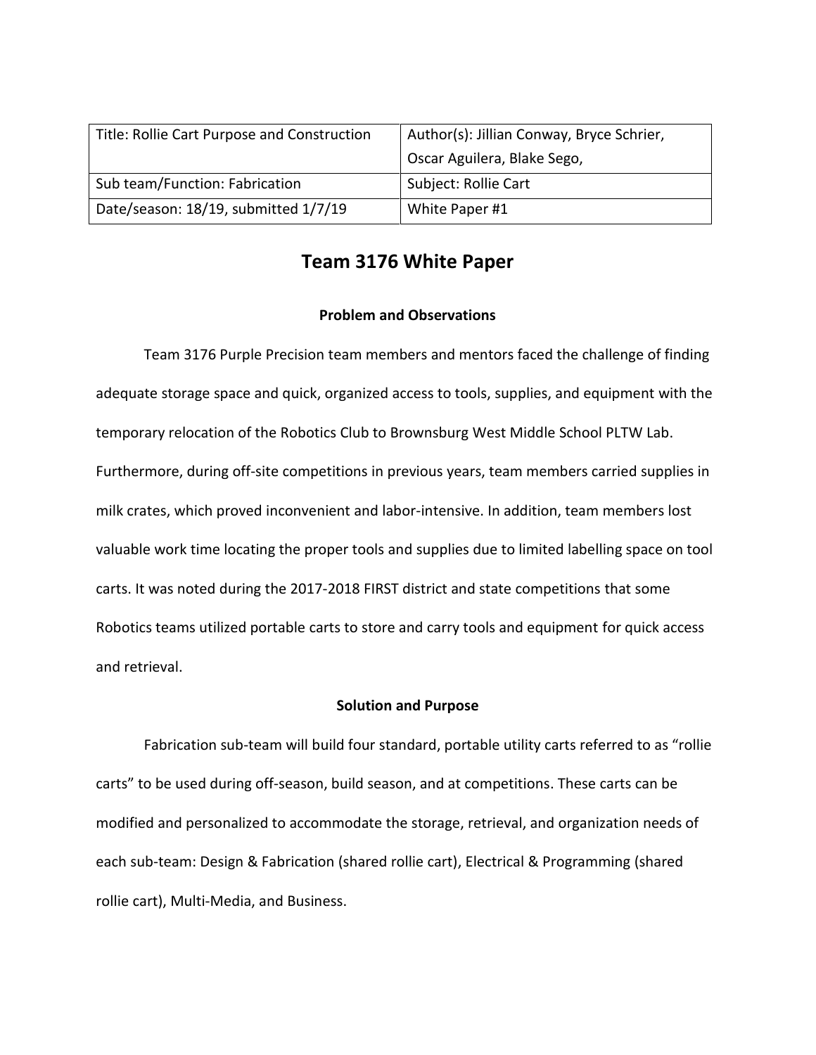| Title: Rollie Cart Purpose and Construction | Author(s): Jillian Conway, Bryce Schrier, Oscar Aguilera, Blake Sego, |
|---|---|
| Sub team/Function: Fabrication | Subject: Rollie Cart |
| Date/season: 18/19, submitted 1/7/19 | White Paper #1 |

# Team 3176 White Paper

### Problem and Observations

Team 3176 Purple Precision team members and mentors faced the challenge of finding adequate storage space and quick, organized access to tools, supplies, and equipment with the temporary relocation of the Robotics Club to Brownsburg West Middle School PLTW Lab. Furthermore, during off-site competitions in previous years, team members carried supplies in milk crates, which proved inconvenient and labor-intensive. In addition, team members lost valuable work time locating the proper tools and supplies due to limited labelling space on tool carts. It was noted during the 2017-2018 FIRST district and state competitions that some Robotics teams utilized portable carts to store and carry tools and equipment for quick access and retrieval.

### Solution and Purpose

Fabrication sub-team will build four standard, portable utility carts referred to as "rollie carts" to be used during off-season, build season, and at competitions. These carts can be modified and personalized to accommodate the storage, retrieval, and organization needs of each sub-team: Design & Fabrication (shared rollie cart), Electrical & Programming (shared rollie cart), Multi-Media, and Business.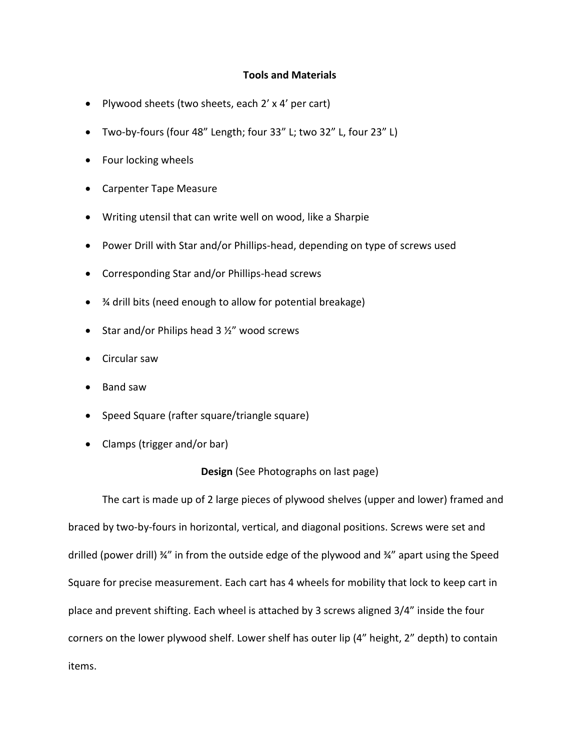**Tools and Materials**

- Plywood sheets (two sheets, each 2' x 4' per cart)
- Two-by-fours (four 48" Length; four 33" L; two 32" L, four 23" L)
- Four locking wheels
- Carpenter Tape Measure
- Writing utensil that can write well on wood, like a Sharpie
- Power Drill with Star and/or Phillips-head, depending on type of screws used
- Corresponding Star and/or Phillips-head screws
- ¾ drill bits (need enough to allow for potential breakage)
- Star and/or Philips head 3 ½" wood screws
- Circular saw
- Band saw
- Speed Square (rafter square/triangle square)
- Clamps (trigger and/or bar)

**Design** (See Photographs on last page)

The cart is made up of 2 large pieces of plywood shelves (upper and lower) framed and braced by two-by-fours in horizontal, vertical, and diagonal positions. Screws were set and drilled (power drill) ¾" in from the outside edge of the plywood and ¾" apart using the Speed Square for precise measurement. Each cart has 4 wheels for mobility that lock to keep cart in place and prevent shifting. Each wheel is attached by 3 screws aligned 3/4" inside the four corners on the lower plywood shelf. Lower shelf has outer lip (4" height, 2" depth) to contain items.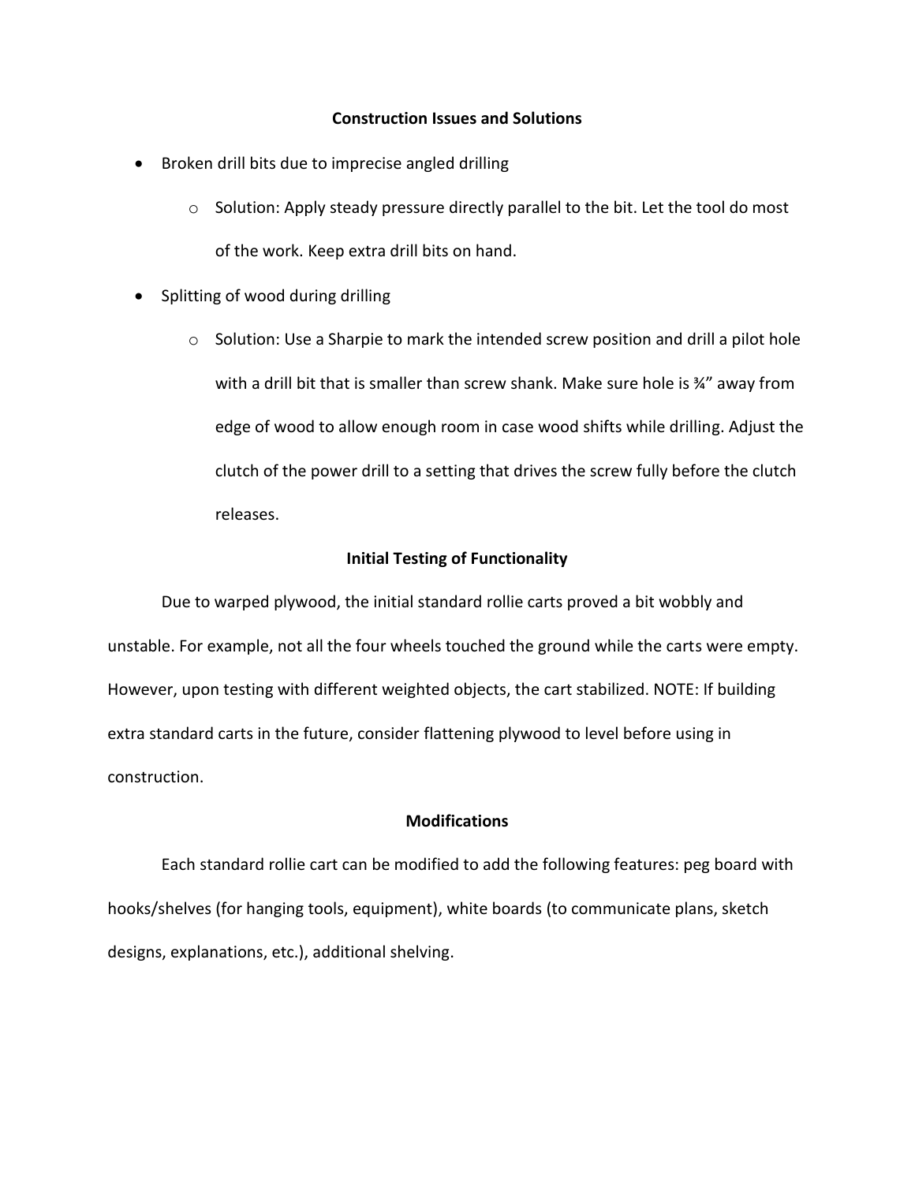## Construction Issues and Solutions

- Broken drill bits due to imprecise angled drilling
  - Solution: Apply steady pressure directly parallel to the bit. Let the tool do most of the work. Keep extra drill bits on hand.
- Splitting of wood during drilling
  - Solution: Use a Sharpie to mark the intended screw position and drill a pilot hole with a drill bit that is smaller than screw shank. Make sure hole is ¾" away from edge of wood to allow enough room in case wood shifts while drilling. Adjust the clutch of the power drill to a setting that drives the screw fully before the clutch releases.

## Initial Testing of Functionality

Due to warped plywood, the initial standard rollie carts proved a bit wobbly and unstable. For example, not all the four wheels touched the ground while the carts were empty. However, upon testing with different weighted objects, the cart stabilized. NOTE: If building extra standard carts in the future, consider flattening plywood to level before using in construction.

## Modifications

Each standard rollie cart can be modified to add the following features: peg board with hooks/shelves (for hanging tools, equipment), white boards (to communicate plans, sketch designs, explanations, etc.), additional shelving.